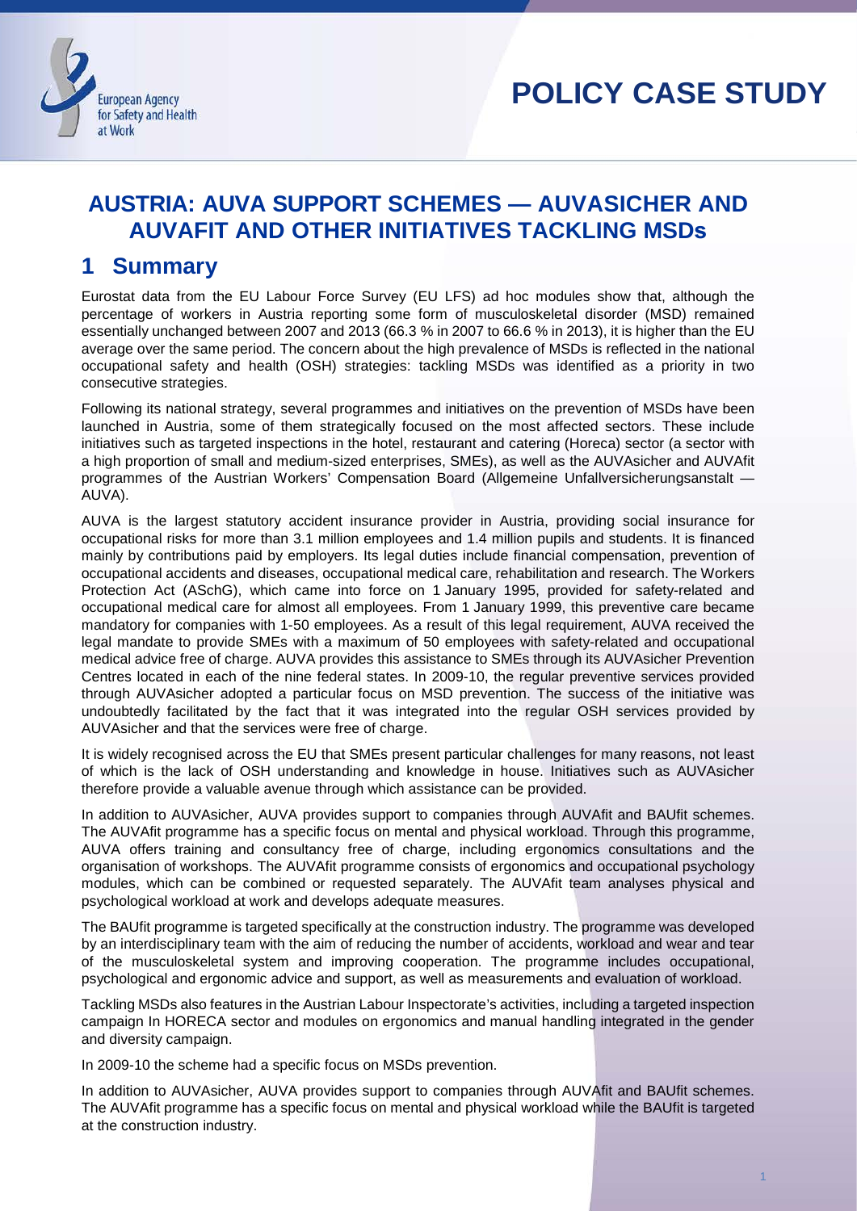POLICY CASE STUDY

# AUSTRIA: AUVA SUPPORT SCHEMES — AUVASICHER AND AUVAFIT AND OTHER INITIATIVES TACKLING MSDs

## 1 Summary

Eurostat data from the EU Labour Force Survey (EU LFS) ad hoc modules show that, although the percentage of workers in Austria reporting some form of musculoskeletal disorder (MSD) remained essentially unchanged between 2007 and 2013 (66.3 % in 2007 to 66.6 % in 2013), it is higher than the EU average over the same period. The concern about the high prevalence of MSDs is reflected in the national occupational safety and health (OSH) strategies: tackling MSDs was identified as a priority in two consecutive strategies.

Following its national strategy, several programmes and initiatives on the prevention of MSDs have been launched in Austria, some of them strategically focused on the most affected sectors. These include initiatives such as targeted inspections in the hotel, restaurant and catering (Horeca) sector (a sector with a high proportion of small and medium-sized enterprises, SMEs), as well as the AUVAsicher and AUVAfit programmes of the Austrian Workers' Compensation Board (Allgemeine Unfallversicherungsanstalt — AUVA).

AUVA is the largest statutory accident insurance provider in Austria, providing social insurance for occupational risks for more than 3.1 million employees and 1.4 million pupils and students. It is financed mainly by contributions paid by employers. Its legal duties include financial compensation, prevention of occupational accidents and diseases, occupational medical care, rehabilitation and research. The Workers Protection Act (ASchG), which came into force on 1 January 1995, provided for safety-related and occupational medical care for almost all employees. From 1 January 1999, this preventive care became mandatory for companies with 1-50 employees. As a result of this legal requirement, AUVA received the legal mandate to provide SMEs with a maximum of 50 employees with safety-related and occupational medical advice free of charge. AUVA provides this assistance to SMEs through its AUVAsicher Prevention Centres located in each of the nine federal states. In 2009-10, the regular preventive services provided through AUVAsicher adopted a particular focus on MSD prevention. The success of the initiative was undoubtedly facilitated by the fact that it was integrated into the regular OSH services provided by AUVAsicher and that the services were free of charge.

It is widely recognised across the EU that SMEs present particular challenges for many reasons, not least of which is the lack of OSH understanding and knowledge in house. Initiatives such as AUVAsicher therefore provide a valuable avenue through which assistance can be provided.

In addition to AUVAsicher, AUVA provides support to companies through AUVAfit and BAUfit schemes. The AUVAfit programme has a specific focus on mental and physical workload. Through this programme, AUVA offers training and consultancy free of charge, including ergonomics consultations and the organisation of workshops. The AUVAfit programme consists of ergonomics and occupational psychology modules, which can be combined or requested separately. The AUVAfit team analyses physical and psychological workload at work and develops adequate measures.

The BAUfit programme is targeted specifically at the construction industry. The programme was developed by an interdisciplinary team with the aim of reducing the number of accidents, workload and wear and tear of the musculoskeletal system and improving cooperation. The programme includes occupational, psychological and ergonomic advice and support, as well as measurements and evaluation of workload.

Tackling MSDs also features in the Austrian Labour Inspectorate's activities, including a targeted inspection campaign In HORECA sector and modules on ergonomics and manual handling integrated in the gender and diversity campaign.

In 2009-10 the scheme had a specific focus on MSDs prevention.

In addition to AUVAsicher, AUVA provides support to companies through AUVAfit and BAUfit schemes. The AUVAfit programme has a specific focus on mental and physical workload while the BAUfit is targeted at the construction industry.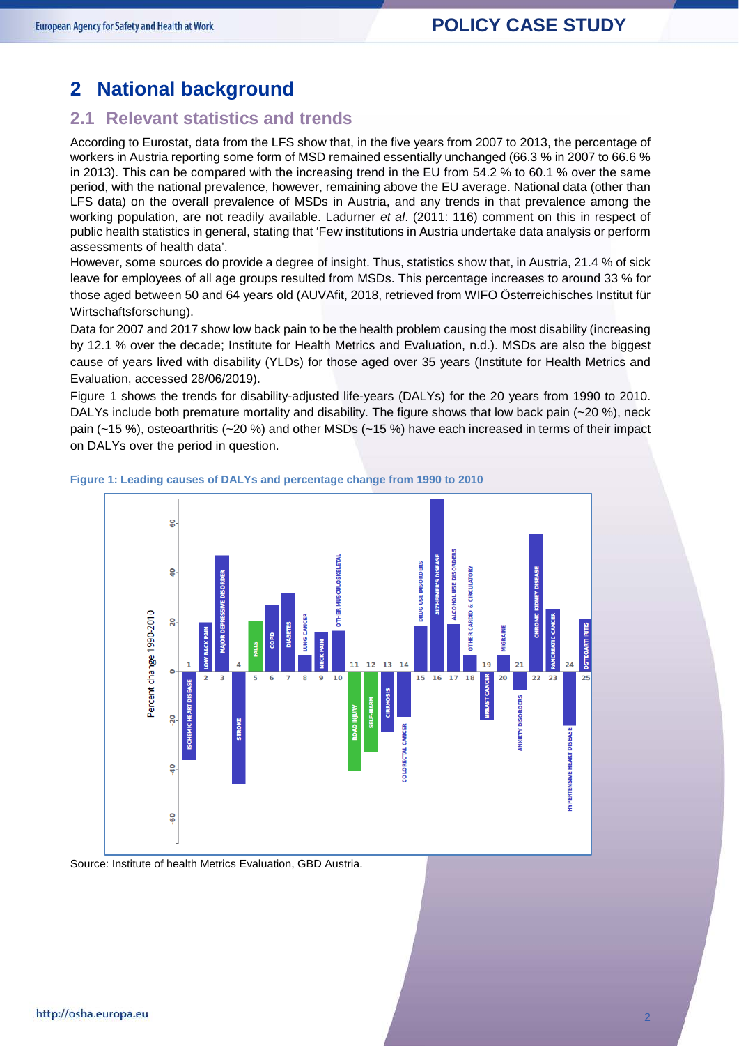# 2 National background

## 2.1 Relevant statistics and trends

According to Eurostat, data from the LFS show that, in the five years from 2007 to 2013, the percentage of workers in Austria reporting some form of MSD remained essentially unchanged (66.3 % in 2007 to 66.6 % in 2013). This can be compared with the increasing trend in the EU from 54.2 % to 60.1 % over the same period, with the national prevalence, however, remaining above the EU average. National data (other than LFS data) on the overall prevalence of MSDs in Austria, and any trends in that prevalence among the working population, are not readily available. Ladurner *et al*. (2011: 116) comment on this in respect of public health statistics in general, stating that 'Few institutions in Austria undertake data analysis or perform assessments of health data'.

However, some sources do provide a degree of insight. Thus, statistics show that, in Austria, 21.4 % of sick leave for employees of all age groups resulted from MSDs. This percentage increases to around 33 % for those aged between 50 and 64 years old (AUVAfit, 2018, retrieved from WIFO Österreichisches Institut für Wirtschaftsforschung).

Data for 2007 and 2017 show low back pain to be the health problem causing the most disability (increasing by 12.1 % over the decade; Institute for Health Metrics and Evaluation, n.d.). MSDs are also the biggest cause of years lived with disability (YLDs) for those aged over 35 years (Institute for Health Metrics and Evaluation, accessed 28/06/2019).

Figure 1 shows the trends for disability-adjusted life-years (DALYs) for the 20 years from 1990 to 2010. DALYs include both premature mortality and disability. The figure shows that low back pain (~20 %), neck pain (~15 %), osteoarthritis (~20 %) and other MSDs (~15 %) have each increased in terms of their impact on DALYs over the period in question.

**Figure 1: Leading causes of DALYs and percentage change from 1990 to 2010**

Source: Institute of health Metrics Evaluation, GBD Austria.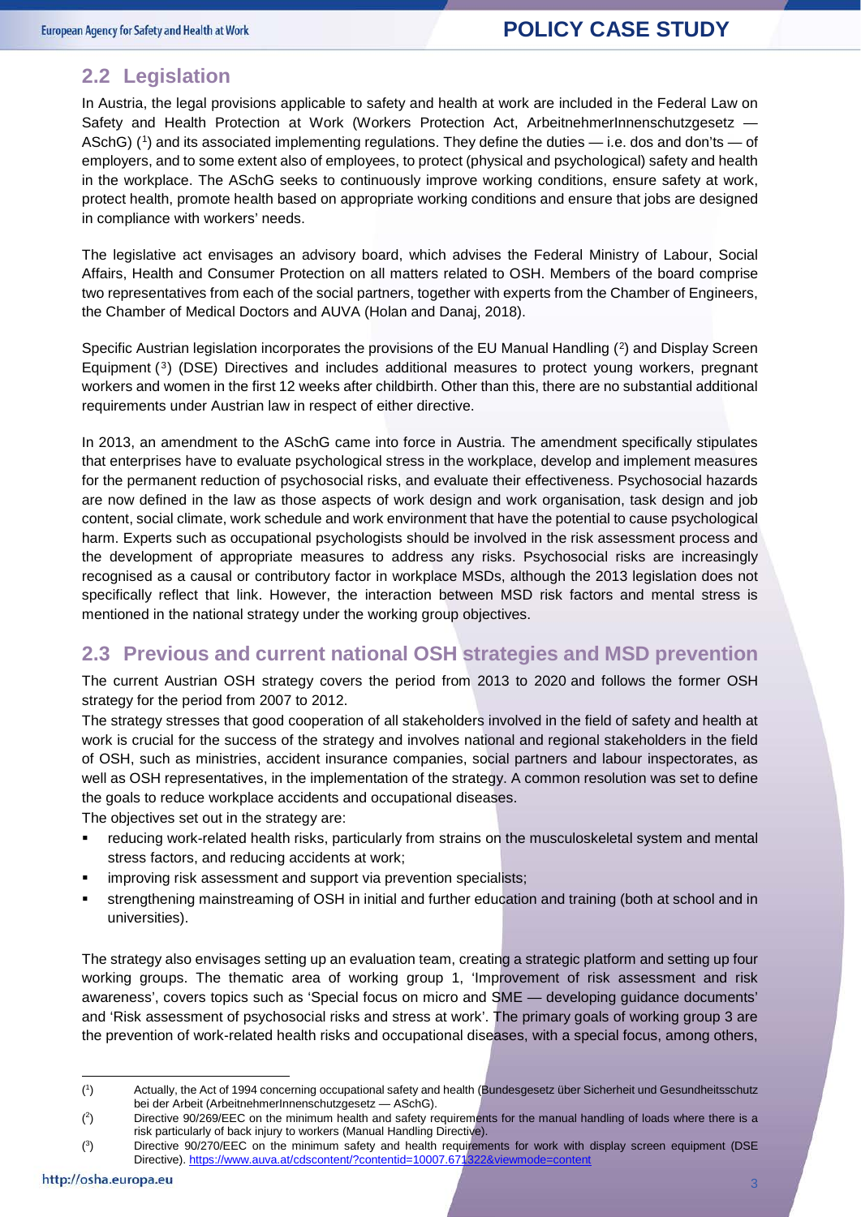## 2.2 Legislation

In Austria, the legal provisions applicable to safety and health at work are included in the Federal Law on Safety and Health Protection at Work (Workers Protection Act, ArbeitnehmerInnenschutzgesetz — ASchG) ([1]) and its associated implementing regulations. They define the duties — i.e. dos and don'ts — of employers, and to some extent also of employees, to protect (physical and psychological) safety and health in the workplace. The ASchG seeks to continuously improve working conditions, ensure safety at work, protect health, promote health based on appropriate working conditions and ensure that jobs are designed in compliance with workers' needs.

The legislative act envisages an advisory board, which advises the Federal Ministry of Labour, Social Affairs, Health and Consumer Protection on all matters related to OSH. Members of the board comprise two representatives from each of the social partners, together with experts from the Chamber of Engineers, the Chamber of Medical Doctors and AUVA (Holan and Danaj, 2018).

Specific Austrian legislation incorporates the provisions of the EU Manual Handling ([2]) and Display Screen Equipment ([3]) (DSE) Directives and includes additional measures to protect young workers, pregnant workers and women in the first 12 weeks after childbirth. Other than this, there are no substantial additional requirements under Austrian law in respect of either directive.

In 2013, an amendment to the ASchG came into force in Austria. The amendment specifically stipulates that enterprises have to evaluate psychological stress in the workplace, develop and implement measures for the permanent reduction of psychosocial risks, and evaluate their effectiveness. Psychosocial hazards are now defined in the law as those aspects of work design and work organisation, task design and job content, social climate, work schedule and work environment that have the potential to cause psychological harm. Experts such as occupational psychologists should be involved in the risk assessment process and the development of appropriate measures to address any risks. Psychosocial risks are increasingly recognised as a causal or contributory factor in workplace MSDs, although the 2013 legislation does not specifically reflect that link. However, the interaction between MSD risk factors and mental stress is mentioned in the national strategy under the working group objectives.

## 2.3 Previous and current national OSH strategies and MSD prevention

The current Austrian OSH strategy covers the period from 2013 to 2020 and follows the former OSH strategy for the period from 2007 to 2012.

The strategy stresses that good cooperation of all stakeholders involved in the field of safety and health at work is crucial for the success of the strategy and involves national and regional stakeholders in the field of OSH, such as ministries, accident insurance companies, social partners and labour inspectorates, as well as OSH representatives, in the implementation of the strategy. A common resolution was set to define the goals to reduce workplace accidents and occupational diseases.

The objectives set out in the strategy are:

- reducing work-related health risks, particularly from strains on the musculoskeletal system and mental stress factors, and reducing accidents at work;
- improving risk assessment and support via prevention specialists;
- strengthening mainstreaming of OSH in initial and further education and training (both at school and in universities).

The strategy also envisages setting up an evaluation team, creating a strategic platform and setting up four working groups. The thematic area of working group 1, 'Improvement of risk assessment and risk awareness', covers topics such as 'Special focus on micro and SME — developing guidance documents' and 'Risk assessment of psychosocial risks and stress at work'. The primary goals of working group 3 are the prevention of work-related health risks and occupational diseases, with a special focus, among others,

---

([1]) Actually, the Act of 1994 concerning occupational safety and health (Bundesgesetz über Sicherheit und Gesundheitsschutz bei der Arbeit (ArbeitnehmerInnenschutzgesetz — ASchG).

([2]) Directive 90/269/EEC on the minimum health and safety requirements for the manual handling of loads where there is a risk particularly of back injury to workers (Manual Handling Directive).

([3]) Directive 90/270/EEC on the minimum safety and health requirements for work with display screen equipment (DSE Directive). https://www.auva.at/cdscontent/?contentid=10007.671322&viewmode=content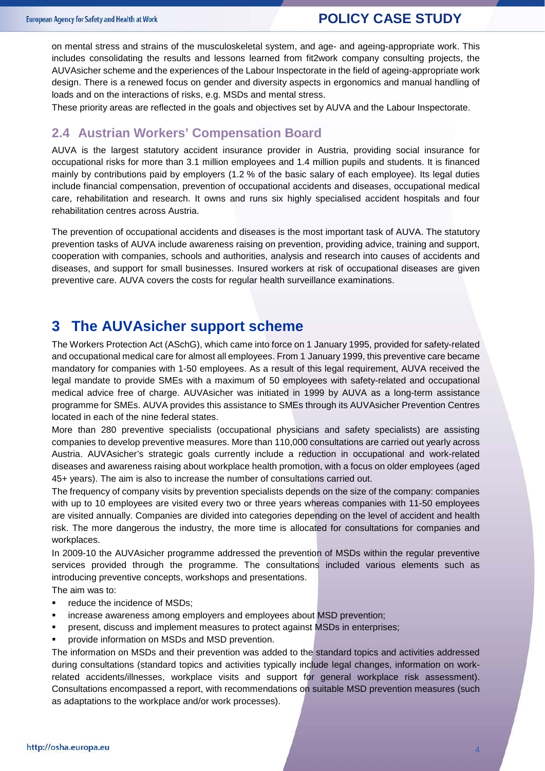on mental stress and strains of the musculoskeletal system, and age- and ageing-appropriate work. This includes consolidating the results and lessons learned from fit2work company consulting projects, the AUVAsicher scheme and the experiences of the Labour Inspectorate in the field of ageing-appropriate work design. There is a renewed focus on gender and diversity aspects in ergonomics and manual handling of loads and on the interactions of risks, e.g. MSDs and mental stress.

These priority areas are reflected in the goals and objectives set by AUVA and the Labour Inspectorate.

## 2.4 Austrian Workers' Compensation Board

AUVA is the largest statutory accident insurance provider in Austria, providing social insurance for occupational risks for more than 3.1 million employees and 1.4 million pupils and students. It is financed mainly by contributions paid by employers (1.2 % of the basic salary of each employee). Its legal duties include financial compensation, prevention of occupational accidents and diseases, occupational medical care, rehabilitation and research. It owns and runs six highly specialised accident hospitals and four rehabilitation centres across Austria.

The prevention of occupational accidents and diseases is the most important task of AUVA. The statutory prevention tasks of AUVA include awareness raising on prevention, providing advice, training and support, cooperation with companies, schools and authorities, analysis and research into causes of accidents and diseases, and support for small businesses. Insured workers at risk of occupational diseases are given preventive care. AUVA covers the costs for regular health surveillance examinations.

# 3 The AUVAsicher support scheme

The Workers Protection Act (ASchG), which came into force on 1 January 1995, provided for safety-related and occupational medical care for almost all employees. From 1 January 1999, this preventive care became mandatory for companies with 1-50 employees. As a result of this legal requirement, AUVA received the legal mandate to provide SMEs with a maximum of 50 employees with safety-related and occupational medical advice free of charge. AUVAsicher was initiated in 1999 by AUVA as a long-term assistance programme for SMEs. AUVA provides this assistance to SMEs through its AUVAsicher Prevention Centres located in each of the nine federal states.

More than 280 preventive specialists (occupational physicians and safety specialists) are assisting companies to develop preventive measures. More than 110,000 consultations are carried out yearly across Austria. AUVAsicher's strategic goals currently include a reduction in occupational and work-related diseases and awareness raising about workplace health promotion, with a focus on older employees (aged 45+ years). The aim is also to increase the number of consultations carried out.

The frequency of company visits by prevention specialists depends on the size of the company: companies with up to 10 employees are visited every two or three years whereas companies with 11-50 employees are visited annually. Companies are divided into categories depending on the level of accident and health risk. The more dangerous the industry, the more time is allocated for consultations for companies and workplaces.

In 2009-10 the AUVAsicher programme addressed the prevention of MSDs within the regular preventive services provided through the programme. The consultations included various elements such as introducing preventive concepts, workshops and presentations.

The aim was to:

- reduce the incidence of MSDs;
- increase awareness among employers and employees about MSD prevention;
- present, discuss and implement measures to protect against MSDs in enterprises;
- provide information on MSDs and MSD prevention.

The information on MSDs and their prevention was added to the standard topics and activities addressed during consultations (standard topics and activities typically include legal changes, information on work-related accidents/illnesses, workplace visits and support for general workplace risk assessment). Consultations encompassed a report, with recommendations on suitable MSD prevention measures (such as adaptations to the workplace and/or work processes).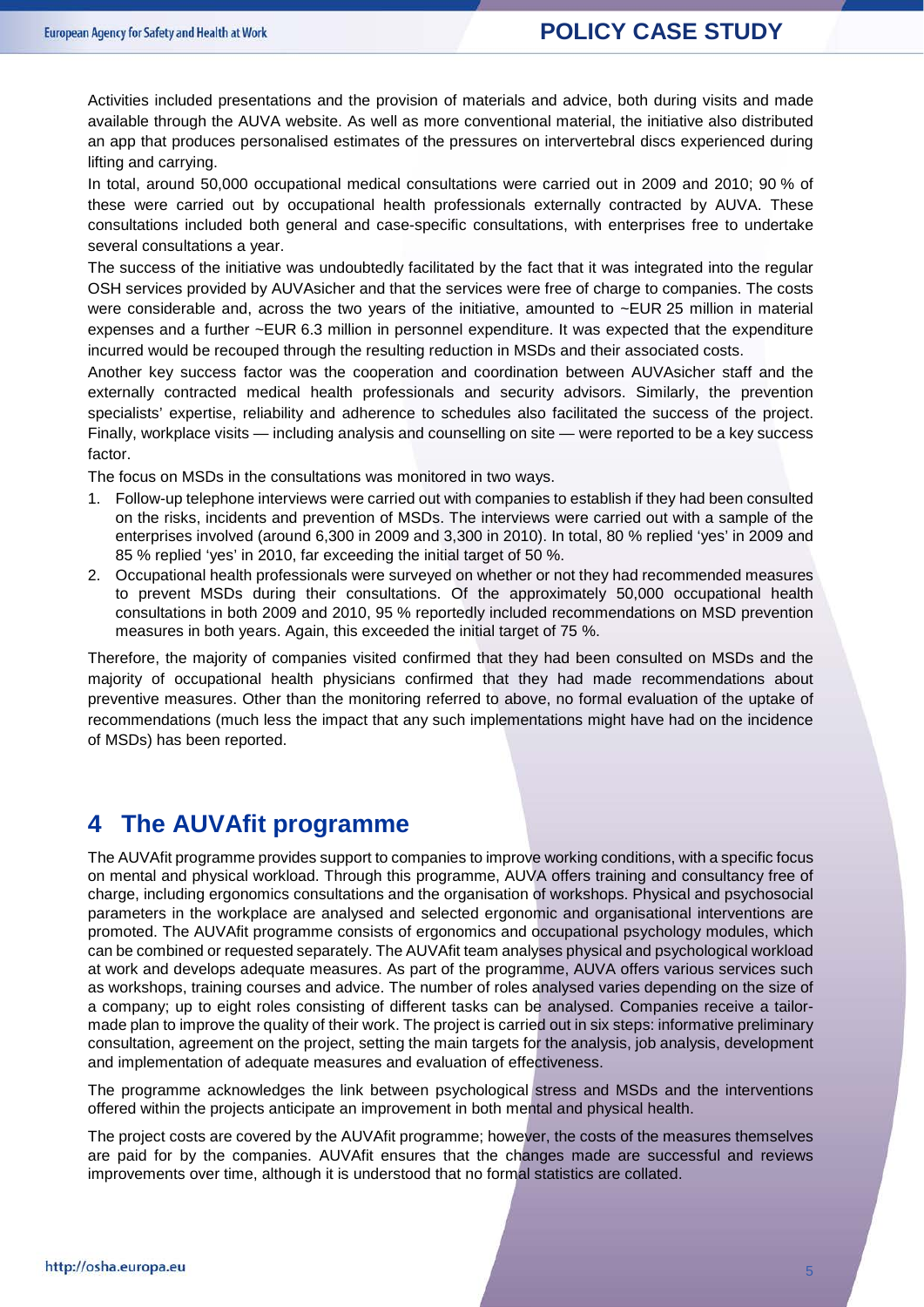Activities included presentations and the provision of materials and advice, both during visits and made available through the AUVA website. As well as more conventional material, the initiative also distributed an app that produces personalised estimates of the pressures on intervertebral discs experienced during lifting and carrying.

In total, around 50,000 occupational medical consultations were carried out in 2009 and 2010; 90 % of these were carried out by occupational health professionals externally contracted by AUVA. These consultations included both general and case-specific consultations, with enterprises free to undertake several consultations a year.

The success of the initiative was undoubtedly facilitated by the fact that it was integrated into the regular OSH services provided by AUVAsicher and that the services were free of charge to companies. The costs were considerable and, across the two years of the initiative, amounted to ~EUR 25 million in material expenses and a further ~EUR 6.3 million in personnel expenditure. It was expected that the expenditure incurred would be recouped through the resulting reduction in MSDs and their associated costs.

Another key success factor was the cooperation and coordination between AUVAsicher staff and the externally contracted medical health professionals and security advisors. Similarly, the prevention specialists' expertise, reliability and adherence to schedules also facilitated the success of the project. Finally, workplace visits — including analysis and counselling on site — were reported to be a key success factor.

The focus on MSDs in the consultations was monitored in two ways.

1. Follow-up telephone interviews were carried out with companies to establish if they had been consulted on the risks, incidents and prevention of MSDs. The interviews were carried out with a sample of the enterprises involved (around 6,300 in 2009 and 3,300 in 2010). In total, 80 % replied 'yes' in 2009 and 85 % replied 'yes' in 2010, far exceeding the initial target of 50 %.
2. Occupational health professionals were surveyed on whether or not they had recommended measures to prevent MSDs during their consultations. Of the approximately 50,000 occupational health consultations in both 2009 and 2010, 95 % reportedly included recommendations on MSD prevention measures in both years. Again, this exceeded the initial target of 75 %.

Therefore, the majority of companies visited confirmed that they had been consulted on MSDs and the majority of occupational health physicians confirmed that they had made recommendations about preventive measures. Other than the monitoring referred to above, no formal evaluation of the uptake of recommendations (much less the impact that any such implementations might have had on the incidence of MSDs) has been reported.

# 4 The AUVAfit programme

The AUVAfit programme provides support to companies to improve working conditions, with a specific focus on mental and physical workload. Through this programme, AUVA offers training and consultancy free of charge, including ergonomics consultations and the organisation of workshops. Physical and psychosocial parameters in the workplace are analysed and selected ergonomic and organisational interventions are promoted. The AUVAfit programme consists of ergonomics and occupational psychology modules, which can be combined or requested separately. The AUVAfit team analyses physical and psychological workload at work and develops adequate measures. As part of the programme, AUVA offers various services such as workshops, training courses and advice. The number of roles analysed varies depending on the size of a company; up to eight roles consisting of different tasks can be analysed. Companies receive a tailor-made plan to improve the quality of their work. The project is carried out in six steps: informative preliminary consultation, agreement on the project, setting the main targets for the analysis, job analysis, development and implementation of adequate measures and evaluation of effectiveness.

The programme acknowledges the link between psychological stress and MSDs and the interventions offered within the projects anticipate an improvement in both mental and physical health.

The project costs are covered by the AUVAfit programme; however, the costs of the measures themselves are paid for by the companies. AUVAfit ensures that the changes made are successful and reviews improvements over time, although it is understood that no formal statistics are collated.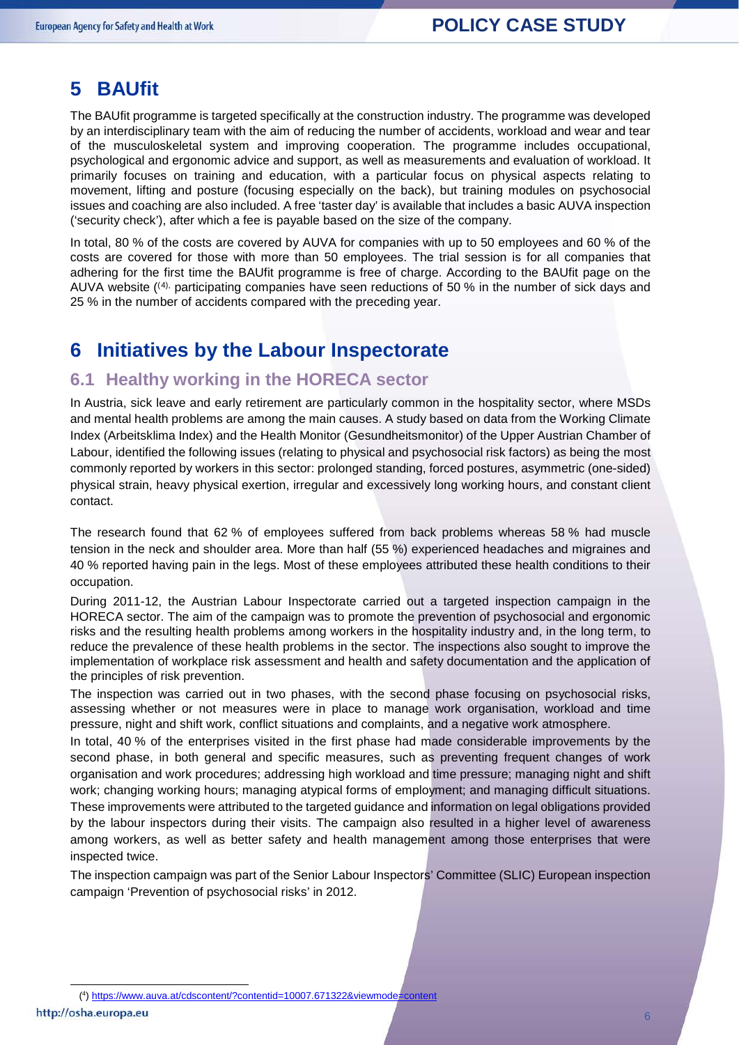# 5 BAUfit

The BAUfit programme is targeted specifically at the construction industry. The programme was developed by an interdisciplinary team with the aim of reducing the number of accidents, workload and wear and tear of the musculoskeletal system and improving cooperation. The programme includes occupational, psychological and ergonomic advice and support, as well as measurements and evaluation of workload. It primarily focuses on training and education, with a particular focus on physical aspects relating to movement, lifting and posture (focusing especially on the back), but training modules on psychosocial issues and coaching are also included. A free 'taster day' is available that includes a basic AUVA inspection ('security check'), after which a fee is payable based on the size of the company.

In total, 80 % of the costs are covered by AUVA for companies with up to 50 employees and 60 % of the costs are covered for those with more than 50 employees. The trial session is for all companies that adhering for the first time the BAUfit programme is free of charge. According to the BAUfit page on the AUVA website ([4], participating companies have seen reductions of 50 % in the number of sick days and 25 % in the number of accidents compared with the preceding year.

# 6 Initiatives by the Labour Inspectorate

## 6.1 Healthy working in the HORECA sector

In Austria, sick leave and early retirement are particularly common in the hospitality sector, where MSDs and mental health problems are among the main causes. A study based on data from the Working Climate Index (Arbeitsklima Index) and the Health Monitor (Gesundheitsmonitor) of the Upper Austrian Chamber of Labour, identified the following issues (relating to physical and psychosocial risk factors) as being the most commonly reported by workers in this sector: prolonged standing, forced postures, asymmetric (one-sided) physical strain, heavy physical exertion, irregular and excessively long working hours, and constant client contact.

The research found that 62 % of employees suffered from back problems whereas 58 % had muscle tension in the neck and shoulder area. More than half (55 %) experienced headaches and migraines and 40 % reported having pain in the legs. Most of these employees attributed these health conditions to their occupation.

During 2011-12, the Austrian Labour Inspectorate carried out a targeted inspection campaign in the HORECA sector. The aim of the campaign was to promote the prevention of psychosocial and ergonomic risks and the resulting health problems among workers in the hospitality industry and, in the long term, to reduce the prevalence of these health problems in the sector. The inspections also sought to improve the implementation of workplace risk assessment and health and safety documentation and the application of the principles of risk prevention.

The inspection was carried out in two phases, with the second phase focusing on psychosocial risks, assessing whether or not measures were in place to manage work organisation, workload and time pressure, night and shift work, conflict situations and complaints, and a negative work atmosphere.

In total, 40 % of the enterprises visited in the first phase had made considerable improvements by the second phase, in both general and specific measures, such as preventing frequent changes of work organisation and work procedures; addressing high workload and time pressure; managing night and shift work; changing working hours; managing atypical forms of employment; and managing difficult situations. These improvements were attributed to the targeted guidance and information on legal obligations provided by the labour inspectors during their visits. The campaign also resulted in a higher level of awareness among workers, as well as better safety and health management among those enterprises that were inspected twice.

The inspection campaign was part of the Senior Labour Inspectors' Committee (SLIC) European inspection campaign 'Prevention of psychosocial risks' in 2012.

---

[4] https://www.auva.at/cdscontent/?contentid=10007.671322&viewmode=content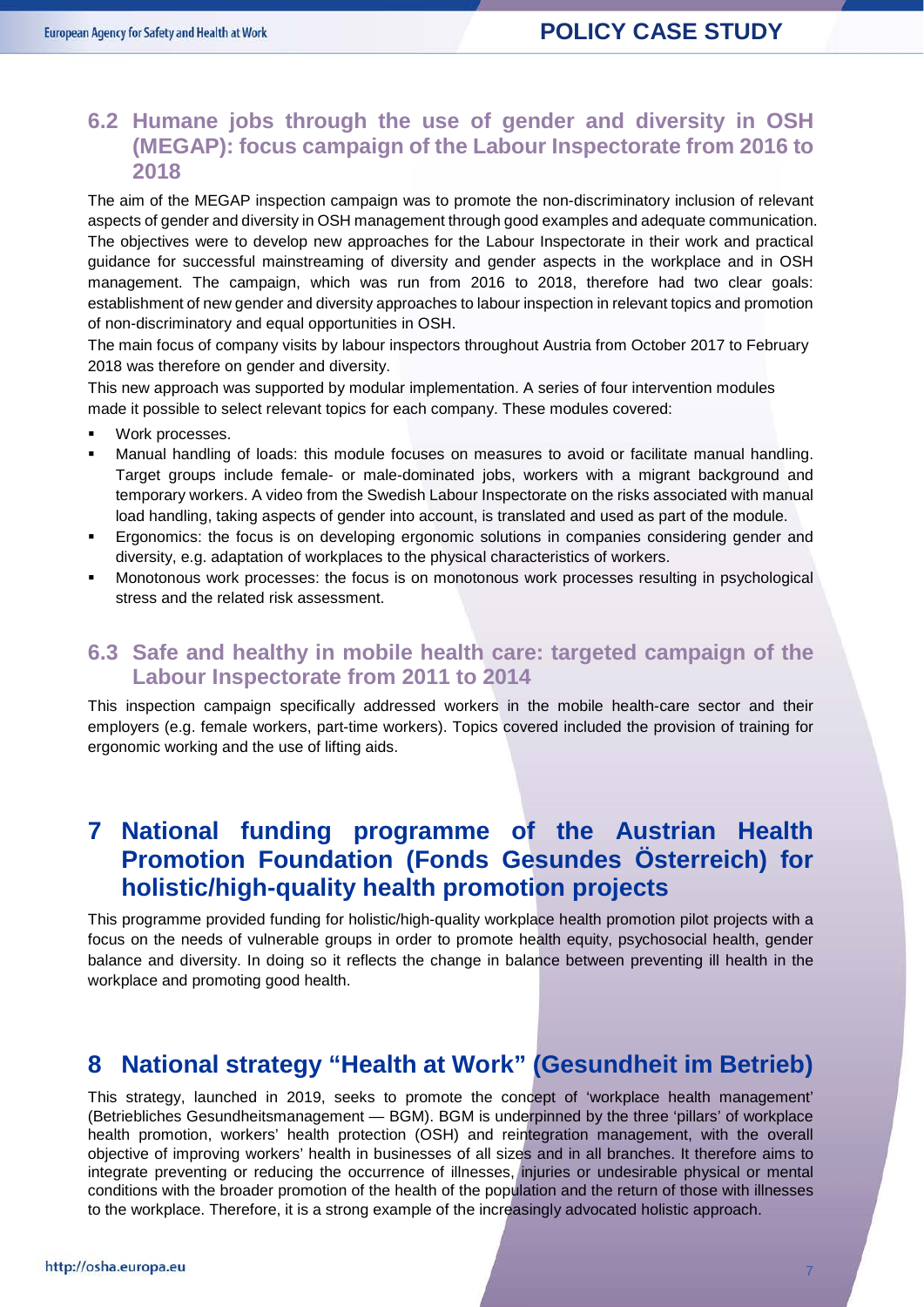### 6.2 Humane jobs through the use of gender and diversity in OSH (MEGAP): focus campaign of the Labour Inspectorate from 2016 to 2018

The aim of the MEGAP inspection campaign was to promote the non-discriminatory inclusion of relevant aspects of gender and diversity in OSH management through good examples and adequate communication. The objectives were to develop new approaches for the Labour Inspectorate in their work and practical guidance for successful mainstreaming of diversity and gender aspects in the workplace and in OSH management. The campaign, which was run from 2016 to 2018, therefore had two clear goals: establishment of new gender and diversity approaches to labour inspection in relevant topics and promotion of non-discriminatory and equal opportunities in OSH.

The main focus of company visits by labour inspectors throughout Austria from October 2017 to February 2018 was therefore on gender and diversity.

This new approach was supported by modular implementation. A series of four intervention modules made it possible to select relevant topics for each company. These modules covered:

- Work processes.
- Manual handling of loads: this module focuses on measures to avoid or facilitate manual handling. Target groups include female- or male-dominated jobs, workers with a migrant background and temporary workers. A video from the Swedish Labour Inspectorate on the risks associated with manual load handling, taking aspects of gender into account, is translated and used as part of the module.
- Ergonomics: the focus is on developing ergonomic solutions in companies considering gender and diversity, e.g. adaptation of workplaces to the physical characteristics of workers.
- Monotonous work processes: the focus is on monotonous work processes resulting in psychological stress and the related risk assessment.

### 6.3 Safe and healthy in mobile health care: targeted campaign of the Labour Inspectorate from 2011 to 2014

This inspection campaign specifically addressed workers in the mobile health-care sector and their employers (e.g. female workers, part-time workers). Topics covered included the provision of training for ergonomic working and the use of lifting aids.

## 7 National funding programme of the Austrian Health Promotion Foundation (Fonds Gesundes Österreich) for holistic/high-quality health promotion projects

This programme provided funding for holistic/high-quality workplace health promotion pilot projects with a focus on the needs of vulnerable groups in order to promote health equity, psychosocial health, gender balance and diversity. In doing so it reflects the change in balance between preventing ill health in the workplace and promoting good health.

## 8 National strategy "Health at Work" (Gesundheit im Betrieb)

This strategy, launched in 2019, seeks to promote the concept of 'workplace health management' (Betriebliches Gesundheitsmanagement — BGM). BGM is underpinned by the three 'pillars' of workplace health promotion, workers' health protection (OSH) and reintegration management, with the overall objective of improving workers' health in businesses of all sizes and in all branches. It therefore aims to integrate preventing or reducing the occurrence of illnesses, injuries or undesirable physical or mental conditions with the broader promotion of the health of the population and the return of those with illnesses to the workplace. Therefore, it is a strong example of the increasingly advocated holistic approach.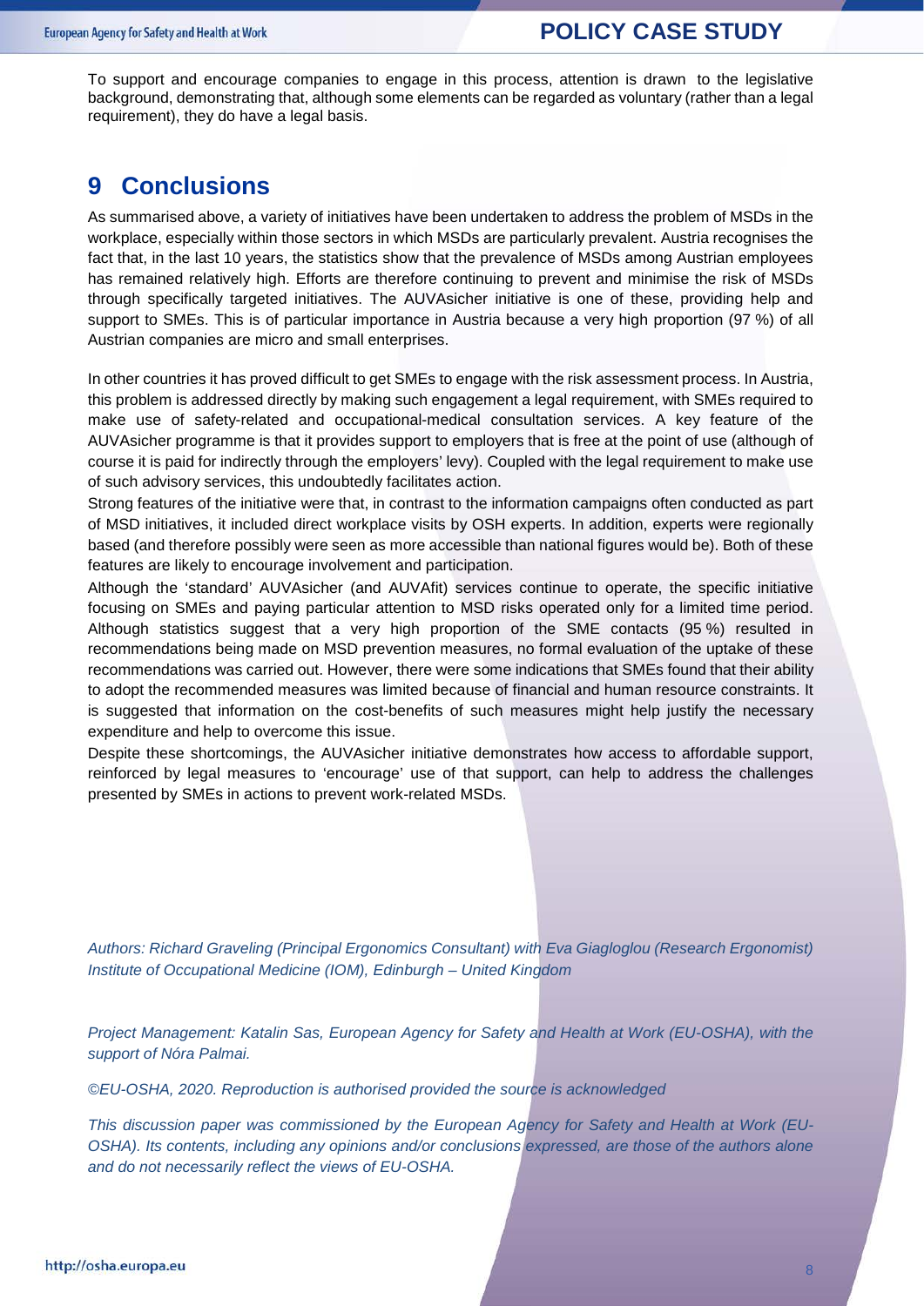To support and encourage companies to engage in this process, attention is drawn to the legislative background, demonstrating that, although some elements can be regarded as voluntary (rather than a legal requirement), they do have a legal basis.

# 9 Conclusions

As summarised above, a variety of initiatives have been undertaken to address the problem of MSDs in the workplace, especially within those sectors in which MSDs are particularly prevalent. Austria recognises the fact that, in the last 10 years, the statistics show that the prevalence of MSDs among Austrian employees has remained relatively high. Efforts are therefore continuing to prevent and minimise the risk of MSDs through specifically targeted initiatives. The AUVAsicher initiative is one of these, providing help and support to SMEs. This is of particular importance in Austria because a very high proportion (97 %) of all Austrian companies are micro and small enterprises.

In other countries it has proved difficult to get SMEs to engage with the risk assessment process. In Austria, this problem is addressed directly by making such engagement a legal requirement, with SMEs required to make use of safety-related and occupational-medical consultation services. A key feature of the AUVAsicher programme is that it provides support to employers that is free at the point of use (although of course it is paid for indirectly through the employers' levy). Coupled with the legal requirement to make use of such advisory services, this undoubtedly facilitates action.

Strong features of the initiative were that, in contrast to the information campaigns often conducted as part of MSD initiatives, it included direct workplace visits by OSH experts. In addition, experts were regionally based (and therefore possibly were seen as more accessible than national figures would be). Both of these features are likely to encourage involvement and participation.

Although the 'standard' AUVAsicher (and AUVAfit) services continue to operate, the specific initiative focusing on SMEs and paying particular attention to MSD risks operated only for a limited time period. Although statistics suggest that a very high proportion of the SME contacts (95 %) resulted in recommendations being made on MSD prevention measures, no formal evaluation of the uptake of these recommendations was carried out. However, there were some indications that SMEs found that their ability to adopt the recommended measures was limited because of financial and human resource constraints. It is suggested that information on the cost-benefits of such measures might help justify the necessary expenditure and help to overcome this issue.

Despite these shortcomings, the AUVAsicher initiative demonstrates how access to affordable support, reinforced by legal measures to 'encourage' use of that support, can help to address the challenges presented by SMEs in actions to prevent work-related MSDs.

*Authors: Richard Graveling (Principal Ergonomics Consultant) with Eva Giagloglou (Research Ergonomist) Institute of Occupational Medicine (IOM), Edinburgh – United Kingdom*

*Project Management: Katalin Sas, European Agency for Safety and Health at Work (EU-OSHA), with the support of Nóra Palmai.*

*©EU-OSHA, 2020. Reproduction is authorised provided the source is acknowledged*

*This discussion paper was commissioned by the European Agency for Safety and Health at Work (EU-OSHA). Its contents, including any opinions and/or conclusions expressed, are those of the authors alone and do not necessarily reflect the views of EU-OSHA.*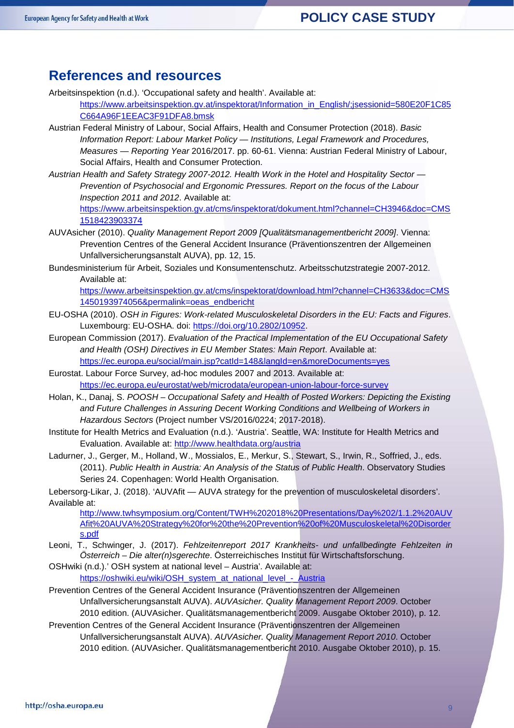## References and resources

Arbeitsinspektion (n.d.). 'Occupational safety and health'. Available at: https://www.arbeitsinspektion.gv.at/inspektorat/Information_in_English/;jsessionid=580E20F1C85C664A96F1EEAC3F91DFA8.bmsk

Austrian Federal Ministry of Labour, Social Affairs, Health and Consumer Protection (2018). *Basic Information Report: Labour Market Policy — Institutions, Legal Framework and Procedures, Measures — Reporting Year* 2016/2017. pp. 60-61. Vienna: Austrian Federal Ministry of Labour, Social Affairs, Health and Consumer Protection.

*Austrian Health and Safety Strategy 2007-2012. Health Work in the Hotel and Hospitality Sector — Prevention of Psychosocial and Ergonomic Pressures. Report on the focus of the Labour Inspection 2011 and 2012*. Available at: https://www.arbeitsinspektion.gv.at/cms/inspektorat/dokument.html?channel=CH3946&doc=CMS1518423903374

AUVAsicher (2010). *Quality Management Report 2009 [Qualitätsmanagementbericht 2009]*. Vienna: Prevention Centres of the General Accident Insurance (Präventionszentren der Allgemeinen Unfallversicherungsanstalt AUVA), pp. 12, 15.

Bundesministerium für Arbeit, Soziales und Konsumentenschutz. Arbeitsschutzstrategie 2007-2012. Available at: https://www.arbeitsinspektion.gv.at/cms/inspektorat/download.html?channel=CH3633&doc=CMS1450193974056&permalink=oeas_endbericht

EU-OSHA (2010). *OSH in Figures: Work-related Musculoskeletal Disorders in the EU: Facts and Figures*. Luxembourg: EU-OSHA. doi: https://doi.org/10.2802/10952.

European Commission (2017). *Evaluation of the Practical Implementation of the EU Occupational Safety and Health (OSH) Directives in EU Member States: Main Report*. Available at: https://ec.europa.eu/social/main.jsp?catId=148&langId=en&moreDocuments=yes

Eurostat. Labour Force Survey, ad-hoc modules 2007 and 2013. Available at: https://ec.europa.eu/eurostat/web/microdata/european-union-labour-force-survey

Holan, K., Danaj, S. *POOSH – Occupational Safety and Health of Posted Workers: Depicting the Existing and Future Challenges in Assuring Decent Working Conditions and Wellbeing of Workers in Hazardous Sectors* (Project number VS/2016/0224; 2017-2018).

Institute for Health Metrics and Evaluation (n.d.). 'Austria'. Seattle, WA: Institute for Health Metrics and Evaluation. Available at: http://www.healthdata.org/austria

Ladurner, J., Gerger, M., Holland, W., Mossialos, E., Merkur, S., Stewart, S., Irwin, R., Soffried, J., eds. (2011). *Public Health in Austria: An Analysis of the Status of Public Health*. Observatory Studies Series 24. Copenhagen: World Health Organisation.

Lebersorg-Likar, J. (2018). 'AUVAfit — AUVA strategy for the prevention of musculoskeletal disorders'. Available at: http://www.twhsymposium.org/Content/TWH%202018%20Presentations/Day%202/1.1.2%20AUVAfit%20AUVA%20Strategy%20for%20the%20Prevention%20of%20Musculoskeletal%20Disorders.pdf

Leoni, T., Schwinger, J. (2017). *Fehlzeitenreport 2017 Krankheits- und unfallbedingte Fehlzeiten in Österreich – Die alter(n)sgerechte*. Österreichisches Institut für Wirtschaftsforschung.

OSHwiki (n.d.).' OSH system at national level – Austria'. Available at: https://oshwiki.eu/wiki/OSH_system_at_national_level_-_Austria

Prevention Centres of the General Accident Insurance (Präventionszentren der Allgemeinen Unfallversicherungsanstalt AUVA). *AUVAsicher. Quality Management Report 2009*. October 2010 edition. (AUVAsicher. Qualitätsmanagementbericht 2009. Ausgabe Oktober 2010), p. 12.

Prevention Centres of the General Accident Insurance (Präventionszentren der Allgemeinen Unfallversicherungsanstalt AUVA). *AUVAsicher. Quality Management Report 2010*. October 2010 edition. (AUVAsicher. Qualitätsmanagementbericht 2010. Ausgabe Oktober 2010), p. 15.